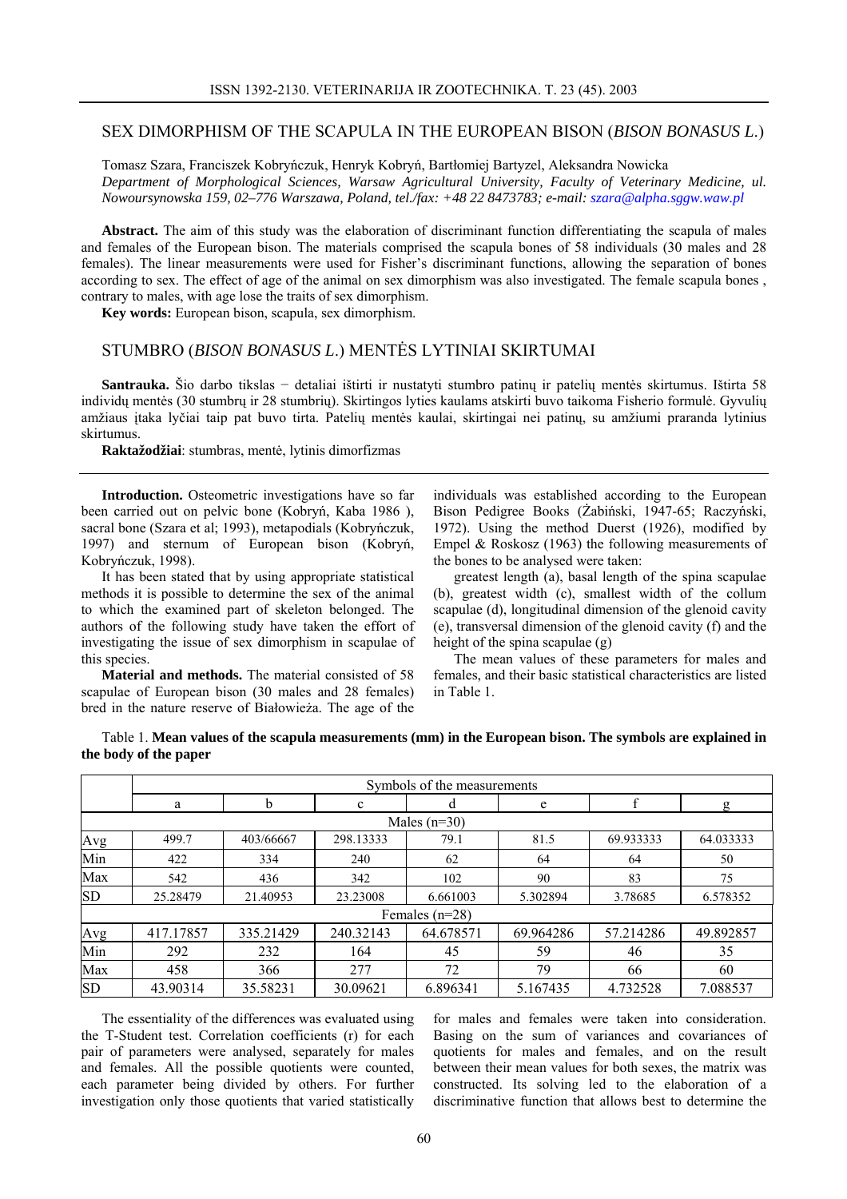# SEX DIMORPHISM OF THE SCAPULA IN THE EUROPEAN BISON (*BISON BONASUS L.*)

Tomasz Szara, Franciszek Kobryńczuk, Henryk Kobryń, Bartłomiej Bartyzel, Aleksandra Nowicka

*Department of Morphological Sciences, Warsaw Agricultural University, Faculty of Veterinary Medicine, ul. Nowoursynowska 159, 02–776 Warszawa, Poland, tel./fax: +48 22 8473783; e-mail: szara@alpha.sggw.waw.pl*

**Abstract.** The aim of this study was the elaboration of discriminant function differentiating the scapula of males and females of the European bison. The materials comprised the scapula bones of 58 individuals (30 males and 28 females). The linear measurements were used for Fisher's discriminant functions, allowing the separation of bones according to sex. The effect of age of the animal on sex dimorphism was also investigated. The female scapula bones , contrary to males, with age lose the traits of sex dimorphism.

**Key words:** European bison, scapula, sex dimorphism.

# STUMBRO (*BISON BONASUS L.*) MENTĖS LYTINIAI SKIRTUMAI

**Santrauka.** Šio darbo tikslas − detaliai ištirti ir nustatyti stumbro patinų ir patelių mentės skirtumus. Ištirta 58 individų mentės (30 stumbrų ir 28 stumbrių). Skirtingos lyties kaulams atskirti buvo taikoma Fisherio formulė. Gyvulių amžiaus įtaka lyčiai taip pat buvo tirta. Patelių mentės kaulai, skirtingai nei patinų, su amžiumi praranda lytinius skirtumus.

**Raktažodžiai**: stumbras, mentė, lytinis dimorfizmas

---

**Introduction.** Osteometric investigations have so far been carried out on pelvic bone (Kobryń, Kaba 1986 ), sacral bone (Szara et al; 1993), metapodials (Kobryńczuk, 1997) and sternum of European bison (Kobryń, Kobryńczuk, 1998).

It has been stated that by using appropriate statistical methods it is possible to determine the sex of the animal to which the examined part of skeleton belonged. The authors of the following study have taken the effort of investigating the issue of sex dimorphism in scapulae of this species.

**Material and methods.** The material consisted of 58 scapulae of European bison (30 males and 28 females) bred in the nature reserve of Białowieża. The age of the individuals was established according to the European Bison Pedigree Books (Żabiński, 1947-65; Raczyński, 1972). Using the method Duerst (1926), modified by Empel & Roskosz (1963) the following measurements of the bones to be analysed were taken:

greatest length (a), basal length of the spina scapulae (b), greatest width (c), smallest width of the collum scapulae (d), longitudinal dimension of the glenoid cavity (e), transversal dimension of the glenoid cavity (f) and the height of the spina scapulae (g)

The mean values of these parameters for males and females, and their basic statistical characteristics are listed in Table 1.

Table 1. **Mean values of the scapula measurements (mm) in the European bison. The symbols are explained in the body of the paper**

| | Symbols of the measurements | | | | | | |
|---|---|---|---|---|---|---|---|
| | a | b | c | d | e | f | g |
| Males (n=30) | | | | | | | |
| Avg | 499.7 | 403/66667 | 298.13333 | 79.1 | 81.5 | 69.933333 | 64.033333 |
| Min | 422 | 334 | 240 | 62 | 64 | 64 | 50 |
| Max | 542 | 436 | 342 | 102 | 90 | 83 | 75 |
| SD | 25.28479 | 21.40953 | 23.23008 | 6.661003 | 5.302894 | 3.78685 | 6.578352 |
| Females (n=28) | | | | | | | |
| Avg | 417.17857 | 335.21429 | 240.32143 | 64.678571 | 69.964286 | 57.214286 | 49.892857 |
| Min | 292 | 232 | 164 | 45 | 59 | 46 | 35 |
| Max | 458 | 366 | 277 | 72 | 79 | 66 | 60 |
| SD | 43.90314 | 35.58231 | 30.09621 | 6.896341 | 5.167435 | 4.732528 | 7.088537 |

The essentiality of the differences was evaluated using the T-Student test. Correlation coefficients (r) for each pair of parameters were analysed, separately for males and females. All the possible quotients were counted, each parameter being divided by others. For further investigation only those quotients that varied statistically for males and females were taken into consideration. Basing on the sum of variances and covariances of quotients for males and females, and on the result between their mean values for both sexes, the matrix was constructed. Its solving led to the elaboration of a discriminative function that allows best to determine the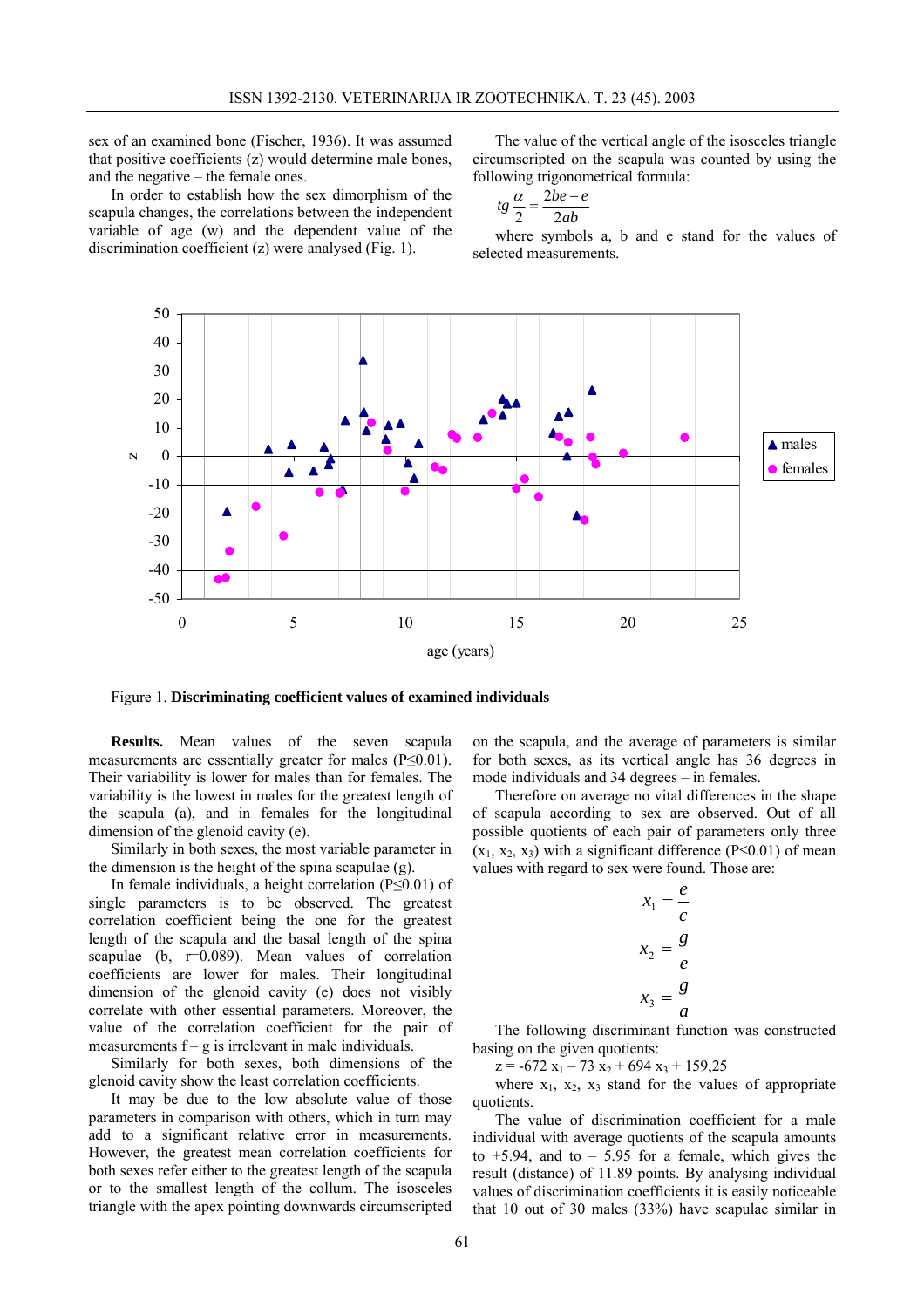sex of an examined bone (Fischer, 1936). It was assumed that positive coefficients (z) would determine male bones, and the negative – the female ones.

In order to establish how the sex dimorphism of the scapula changes, the correlations between the independent variable of age (w) and the dependent value of the discrimination coefficient (z) were analysed (Fig. 1).

The value of the vertical angle of the isosceles triangle circumscribed on the scapula was counted by using the following trigonometrical formula:

$$tg\frac{\alpha}{2} = \frac{2be - e}{2ab}$$

where symbols a, b and e stand for the values of selected measurements.

Figure 1. **Discriminating coefficient values of examined individuals**

**Results.** Mean values of the seven scapula measurements are essentially greater for males ($P \leq 0.01$). Their variability is lower for males than for females. The variability is the lowest in males for the greatest length of the scapula (a), and in females for the longitudinal dimension of the glenoid cavity (e).

Similarly in both sexes, the most variable parameter in the dimension is the height of the spina scapulae (g).

In female individuals, a height correlation ($P \leq 0.01$) of single parameters is to be observed. The greatest correlation coefficient being the one for the greatest length of the scapula and the basal length of the spina scapulae (b, r=0.089). Mean values of correlation coefficients are lower for males. Their longitudinal dimension of the glenoid cavity (e) does not visibly correlate with other essential parameters. Moreover, the value of the correlation coefficient for the pair of measurements f – g is irrelevant in male individuals.

Similarly for both sexes, both dimensions of the glenoid cavity show the least correlation coefficients.

It may be due to the low absolute value of those parameters in comparison with others, which in turn may add to a significant relative error in measurements. However, the greatest mean correlation coefficients for both sexes refer either to the greatest length of the scapula or to the smallest length of the collum. The isosceles triangle with the apex pointing downwards circumscribed on the scapula, and the average of parameters is similar for both sexes, as its vertical angle has 36 degrees in mode individuals and 34 degrees – in females.

Therefore on average no vital differences in the shape of scapula according to sex are observed. Out of all possible quotients of each pair of parameters only three ($x_1$, $x_2$, $x_3$) with a significant difference ($P \leq 0.01$) of mean values with regard to sex were found. Those are:

$$x_1 = \frac{e}{c}$$

$$x_2 = \frac{g}{e}$$

$$x_3 = \frac{g}{a}$$

The following discriminant function was constructed basing on the given quotients:

$z = -672\, x_1 - 73\, x_2 + 694\, x_3 + 159{,}25$

where $x_1$, $x_2$, $x_3$ stand for the values of appropriate quotients.

The value of discrimination coefficient for a male individual with average quotients of the scapula amounts to +5.94, and to – 5.95 for a female, which gives the result (distance) of 11.89 points. By analysing individual values of discrimination coefficients it is easily noticeable that 10 out of 30 males (33%) have scapulae similar in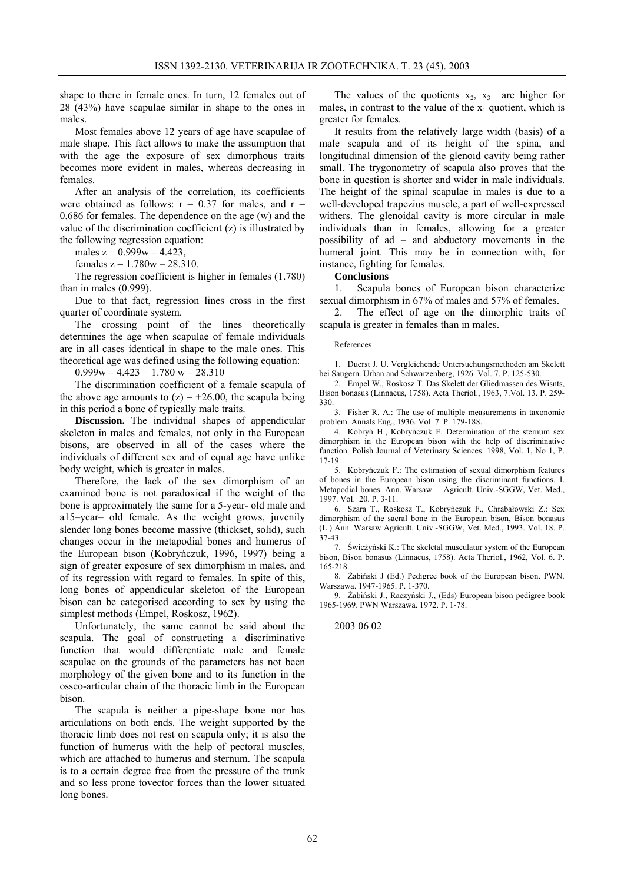shape to there in female ones. In turn, 12 females out of 28 (43%) have scapulae similar in shape to the ones in males.

Most females above 12 years of age have scapulae of male shape. This fact allows to make the assumption that with the age the exposure of sex dimorphous traits becomes more evident in males, whereas decreasing in females.

After an analysis of the correlation, its coefficients were obtained as follows: $r = 0.37$ for males, and $r = 0.686$ for females. The dependence on the age (w) and the value of the discrimination coefficient (z) is illustrated by the following regression equation:

males $z = 0.999w - 4.423$,

females $z = 1.780w - 28.310$.

The regression coefficient is higher in females (1.780) than in males (0.999).

Due to that fact, regression lines cross in the first quarter of coordinate system.

The crossing point of the lines theoretically determines the age when scapulae of female individuals are in all cases identical in shape to the male ones. This theoretical age was defined using the following equation:

$0.999w - 4.423 = 1.780\,w - 28.310$

The discrimination coefficient of a female scapula of the above age amounts to $(z) = +26.00$, the scapula being in this period a bone of typically male traits.

**Discussion.** The individual shapes of appendicular skeleton in males and females, not only in the European bisons, are observed in all of the cases where the individuals of different sex and of equal age have unlike body weight, which is greater in males.

Therefore, the lack of the sex dimorphism of an examined bone is not paradoxical if the weight of the bone is approximately the same for a 5-year- old male and a15–year– old female. As the weight grows, juvenily slender long bones become massive (thickset, solid), such changes occur in the metapodial bones and humerus of the European bison (Kobryńczuk, 1996, 1997) being a sign of greater exposure of sex dimorphism in males, and of its regression with regard to females. In spite of this, long bones of appendicular skeleton of the European bison can be categorised according to sex by using the simplest methods (Empel, Roskosz, 1962).

Unfortunately, the same cannot be said about the scapula. The goal of constructing a discriminative function that would differentiate male and female scapulae on the grounds of the parameters has not been morphology of the given bone and to its function in the osseo-articular chain of the thoracic limb in the European bison.

The scapula is neither a pipe-shape bone nor has articulations on both ends. The weight supported by the thoracic limb does not rest on scapula only; it is also the function of humerus with the help of pectoral muscles, which are attached to humerus and sternum. The scapula is to a certain degree free from the pressure of the trunk and so less prone tovector forces than the lower situated long bones.

The values of the quotients $x_2$, $x_3$ are higher for males, in contrast to the value of the $x_1$ quotient, which is greater for females.

It results from the relatively large width (basis) of a male scapula and of its height of the spina, and longitudinal dimension of the glenoid cavity being rather small. The trygonometry of scapula also proves that the bone in question is shorter and wider in male individuals. The height of the spinal scapulae in males is due to a well-developed trapezius muscle, a part of well-expressed withers. The glenoidal cavity is more circular in male individuals than in females, allowing for a greater possibility of ad – and abductory movements in the humeral joint. This may be in connection with, for instance, fighting for females.

**Conclusions**

1. Scapula bones of European bison characterize sexual dimorphism in 67% of males and 57% of females.
2. The effect of age on the dimorphic traits of scapula is greater in females than in males.

References

1. Duerst J. U. Vergleichende Untersuchungsmethoden am Skelett bei Saugern. Urban and Schwarzenberg, 1926. Vol. 7. P. 125-530.
2. Empel W., Roskosz T. Das Skelett der Gliedmassen des Wisnts, Bison bonasus (Linnaeus, 1758). Acta Theriol., 1963, 7.Vol. 13. P. 259-330.
3. Fisher R. A.: The use of multiple measurements in taxonomic problem. Annals Eug., 1936. Vol. 7. P. 179-188.
4. Kobryń H., Kobryńczuk F. Determination of the sternum sex dimorphism in the European bison with the help of discriminative function. Polish Journal of Veterinary Sciences. 1998, Vol. 1, No 1, P. 17-19.
5. Kobryńczuk F.: The estimation of sexual dimorphism features of bones in the European bison using the discriminant functions. I. Metapodial bones. Ann. Warsaw Agricult. Univ.-SGGW, Vet. Med., 1997. Vol. 20. P. 3-11.
6. Szara T., Roskosz T., Kobryńczuk F., Chrabałowski Z.: Sex dimorphism of the sacral bone in the European bison, Bison bonasus (L.) Ann. Warsaw Agricult. Univ.-SGGW, Vet. Med., 1993. Vol. 18. P. 37-43.
7. Świeżyński K.: The skeletal musculatur system of the European bison, Bison bonasus (Linnaeus, 1758). Acta Theriol., 1962, Vol. 6. P. 165-218.
8. Żabiński J (Ed.) Pedigree book of the European bison. PWN. Warszawa. 1947-1965. P. 1-370.
9. Żabiński J., Raczyński J., (Eds) European bison pedigree book 1965-1969. PWN Warszawa. 1972. P. 1-78.

2003 06 02